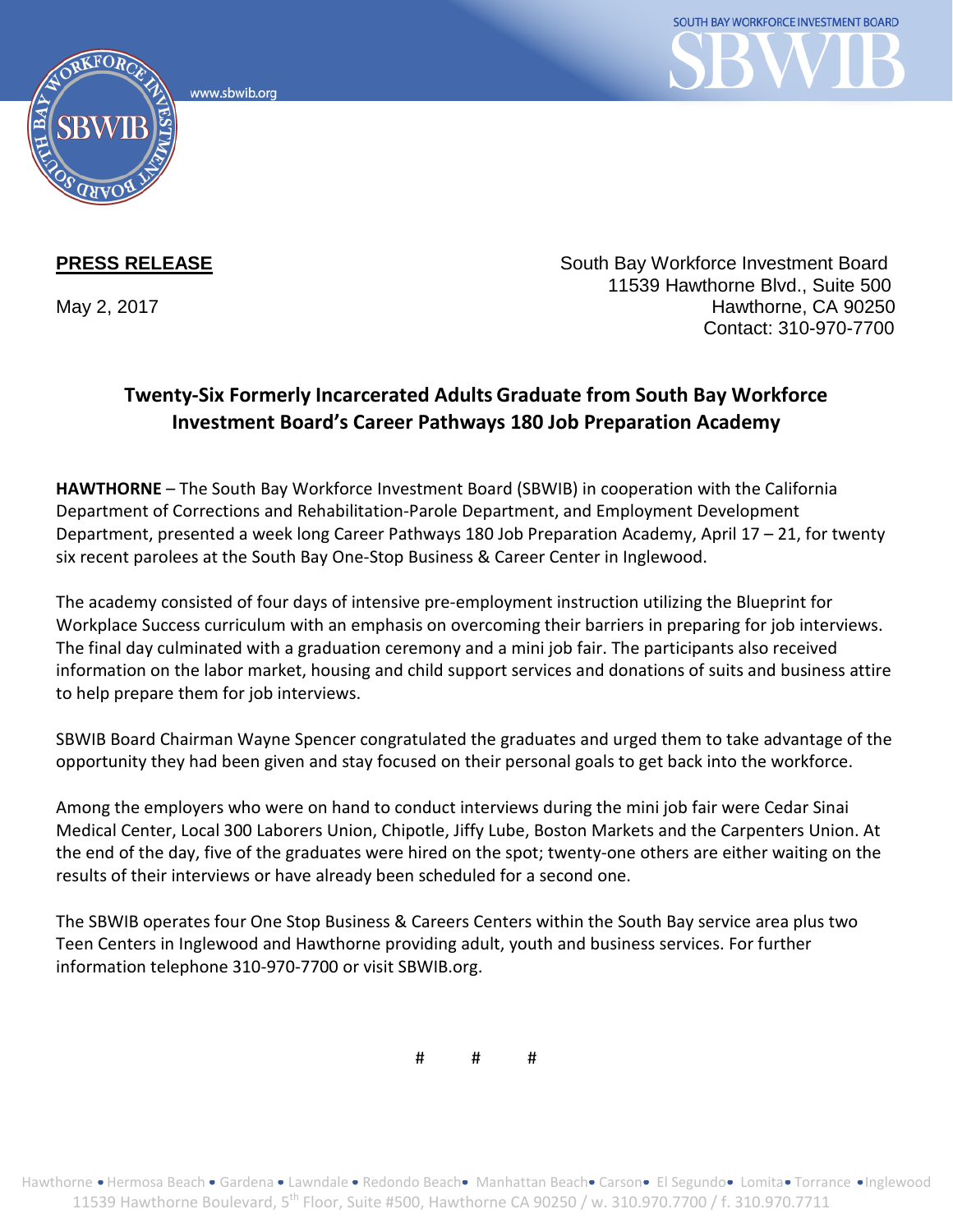www.sbwib.org

SOUTH BAY WORKFORCE INVESTMENT BOARD

**PRESS RELEASE**

May 2, 2017

South Bay Workforce Investment Board
11539 Hawthorne Blvd., Suite 500
Hawthorne, CA 90250
Contact: 310-970-7700

## Twenty-Six Formerly Incarcerated Adults Graduate from South Bay Workforce Investment Board's Career Pathways 180 Job Preparation Academy

**HAWTHORNE** – The South Bay Workforce Investment Board (SBWIB) in cooperation with the California Department of Corrections and Rehabilitation-Parole Department, and Employment Development Department, presented a week long Career Pathways 180 Job Preparation Academy, April 17 – 21, for twenty six recent parolees at the South Bay One-Stop Business & Career Center in Inglewood.

The academy consisted of four days of intensive pre-employment instruction utilizing the Blueprint for Workplace Success curriculum with an emphasis on overcoming their barriers in preparing for job interviews. The final day culminated with a graduation ceremony and a mini job fair. The participants also received information on the labor market, housing and child support services and donations of suits and business attire to help prepare them for job interviews.

SBWIB Board Chairman Wayne Spencer congratulated the graduates and urged them to take advantage of the opportunity they had been given and stay focused on their personal goals to get back into the workforce.

Among the employers who were on hand to conduct interviews during the mini job fair were Cedar Sinai Medical Center, Local 300 Laborers Union, Chipotle, Jiffy Lube, Boston Markets and the Carpenters Union. At the end of the day, five of the graduates were hired on the spot; twenty-one others are either waiting on the results of their interviews or have already been scheduled for a second one.

The SBWIB operates four One Stop Business & Careers Centers within the South Bay service area plus two Teen Centers in Inglewood and Hawthorne providing adult, youth and business services. For further information telephone 310-970-7700 or visit SBWIB.org.

# # #

Hawthorne • Hermosa Beach • Gardena • Lawndale • Redondo Beach • Manhattan Beach • Carson • El Segundo • Lomita • Torrance • Inglewood
11539 Hawthorne Boulevard, 5th Floor, Suite #500, Hawthorne CA 90250 / w. 310.970.7700 / f. 310.970.7711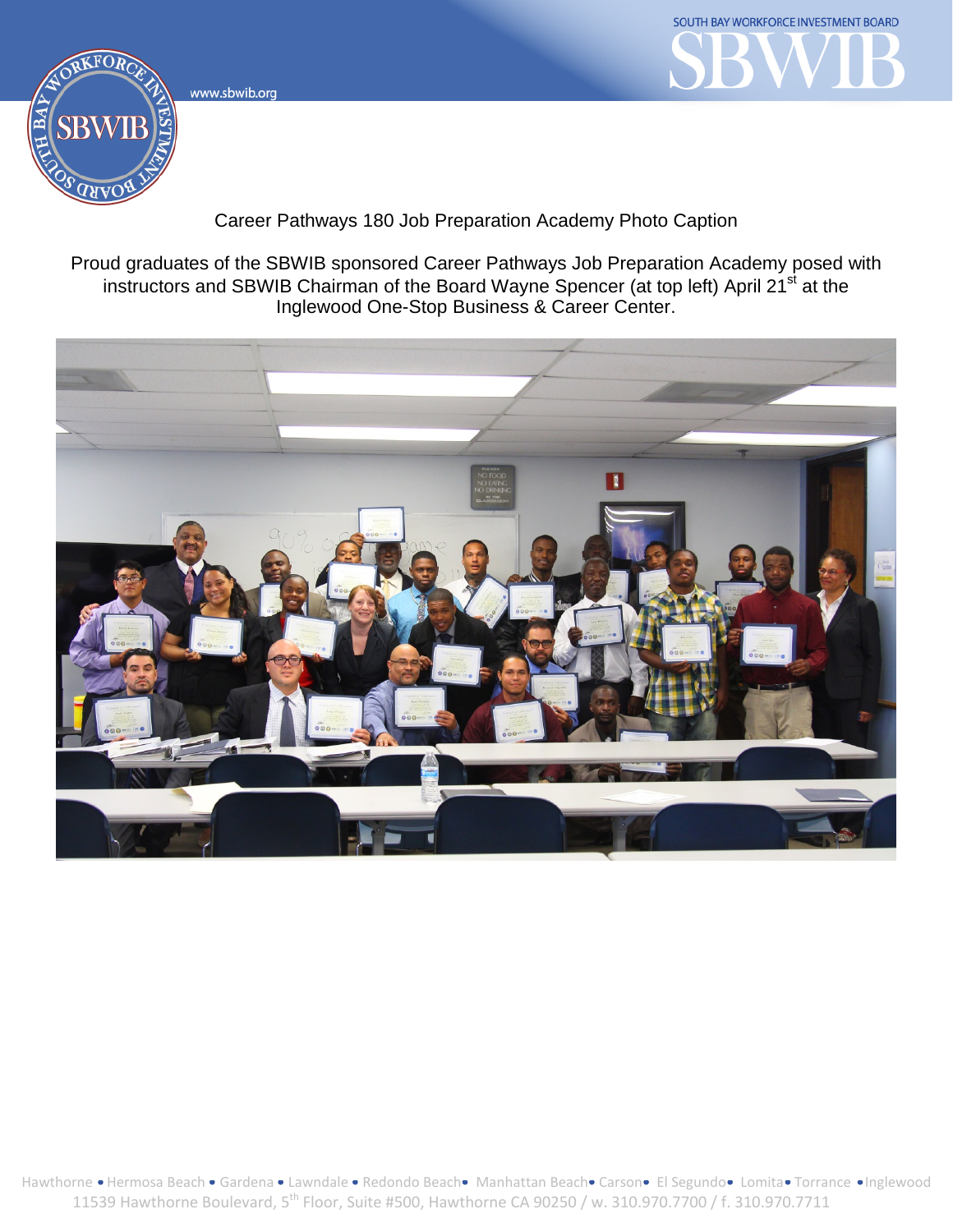SOUTH BAY WORKFORCE INVESTMENT BOARD

SBWIB

www.sbwib.org

Career Pathways 180 Job Preparation Academy Photo Caption

Proud graduates of the SBWIB sponsored Career Pathways Job Preparation Academy posed with instructors and SBWIB Chairman of the Board Wayne Spencer (at top left) April 21st at the Inglewood One-Stop Business & Career Center.

Hawthorne • Hermosa Beach • Gardena • Lawndale • Redondo Beach • Manhattan Beach • Carson • El Segundo • Lomita • Torrance • Inglewood
11539 Hawthorne Boulevard, 5th Floor, Suite #500, Hawthorne CA 90250 / w. 310.970.7700 / f. 310.970.7711